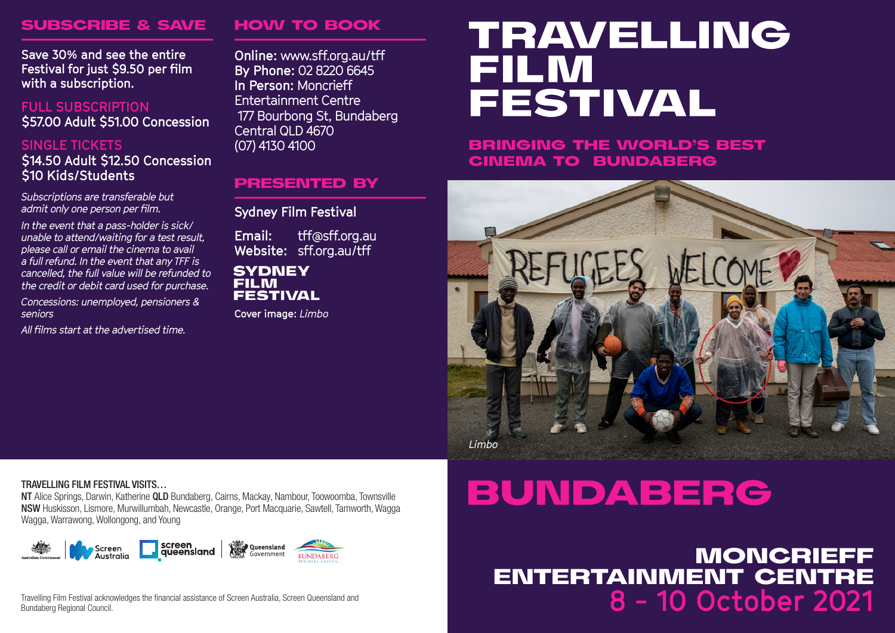# TRAVELLING FILM FESTIVAL

## BRINGING THE WORLD'S BEST CINEMA TO BUNDABERG

*Limbo*

# BUNDABERG

## MONCRIEFF ENTERTAINMENT CENTRE

## 8 - 10 October 2021

## SUBSCRIBE & SAVE

**Save 30% and see the entire Festival for just $9.50 per film with a subscription.**

FULL SUBSCRIPTION
**$57.00 Adult $51.00 Concession**

SINGLE TICKETS
**$14.50 Adult $12.50 Concession**
**$10 Kids/Students**

*Subscriptions are transferable but admit only one person per film.*

*In the event that a pass-holder is sick/ unable to attend/waiting for a test result, please call or email the cinema to avail a full refund. In the event that any TFF is cancelled, the full value will be refunded to the credit or debit card used for purchase.*

*Concessions: unemployed, pensioners & seniors*

*All films start at the advertised time.*

## HOW TO BOOK

**Online:** www.sff.org.au/tff
**By Phone:** 02 8220 6645
**In Person:** Moncrieff Entertainment Centre
177 Bourbong St, Bundaberg
Central QLD 4670
(07) 4130 4100

## PRESENTED BY

Sydney Film Festival

**Email:** tff@sff.org.au
**Website:** sff.org.au/tff

SYDNEY FILM FESTIVAL

Cover image: *Limbo*

TRAVELLING FILM FESTIVAL VISITS…

**NT** Alice Springs, Darwin, Katherine **QLD** Bundaberg, Cairns, Mackay, Nambour, Toowoomba, Townsville **NSW** Huskisson, Lismore, Murwillumbah, Newcastle, Orange, Port Macquarie, Sawtell, Tamworth, Wagga Wagga, Warrawong, Wollongong, and Young

Travelling Film Festival acknowledges the financial assistance of Screen Australia, Screen Queensland and Bundaberg Regional Council.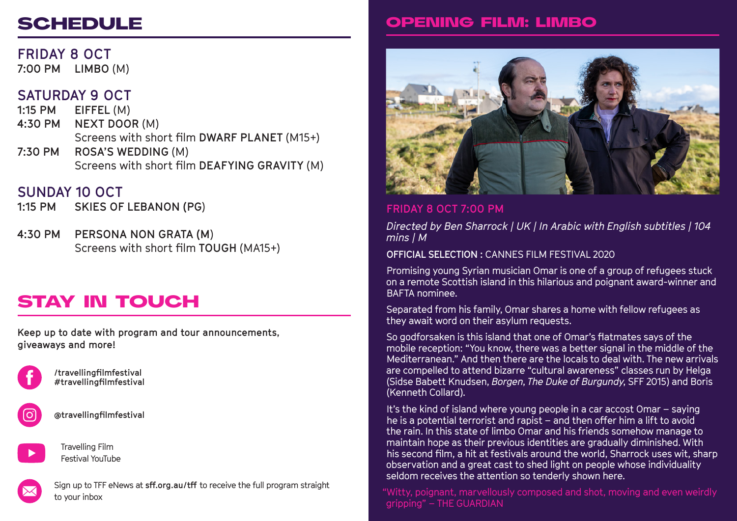# SCHEDULE

## FRIDAY 8 OCT

7:00 PM LIMBO (M)

## SATURDAY 9 OCT

1:15 PM EIFFEL (M)

4:30 PM NEXT DOOR (M)
Screens with short film **DWARF PLANET** (M15+)

7:30 PM ROSA'S WEDDING (M)
Screens with short film **DEAFYING GRAVITY** (M)

## SUNDAY 10 OCT

1:15 PM SKIES OF LEBANON (PG)

4:30 PM PERSONA NON GRATA (M)
Screens with short film **TOUGH** (MA15+)

# STAY IN TOUCH

Keep up to date with program and tour announcements, giveaways and more!

/travellingfilmfestival
#travellingfilmfestival

@travellingfilmfestival

Travelling Film Festival YouTube

Sign up to TFF eNews at **sff.org.au/tff** to receive the full program straight to your inbox

# OPENING FILM: LIMBO

FRIDAY 8 OCT 7:00 PM

*Directed by Ben Sharrock | UK | In Arabic with English subtitles | 104 mins | M*

**OFFICIAL SELECTION :** CANNES FILM FESTIVAL 2020

Promising young Syrian musician Omar is one of a group of refugees stuck on a remote Scottish island in this hilarious and poignant award-winner and BAFTA nominee.

Separated from his family, Omar shares a home with fellow refugees as they await word on their asylum requests.

So godforsaken is this island that one of Omar's flatmates says of the mobile reception: "You know, there was a better signal in the middle of the Mediterranean." And then there are the locals to deal with. The new arrivals are compelled to attend bizarre "cultural awareness" classes run by Helga (Sidse Babett Knudsen, *Borgen*, *The Duke of Burgundy*, SFF 2015) and Boris (Kenneth Collard).

It's the kind of island where young people in a car accost Omar – saying he is a potential terrorist and rapist – and then offer him a lift to avoid the rain. In this state of limbo Omar and his friends somehow manage to maintain hope as their previous identities are gradually diminished. With his second film, a hit at festivals around the world, Sharrock uses wit, sharp observation and a great cast to shed light on people whose individuality seldom receives the attention so tenderly shown here.

"Witty, poignant, marvellously composed and shot, moving and even weirdly gripping" – THE GUARDIAN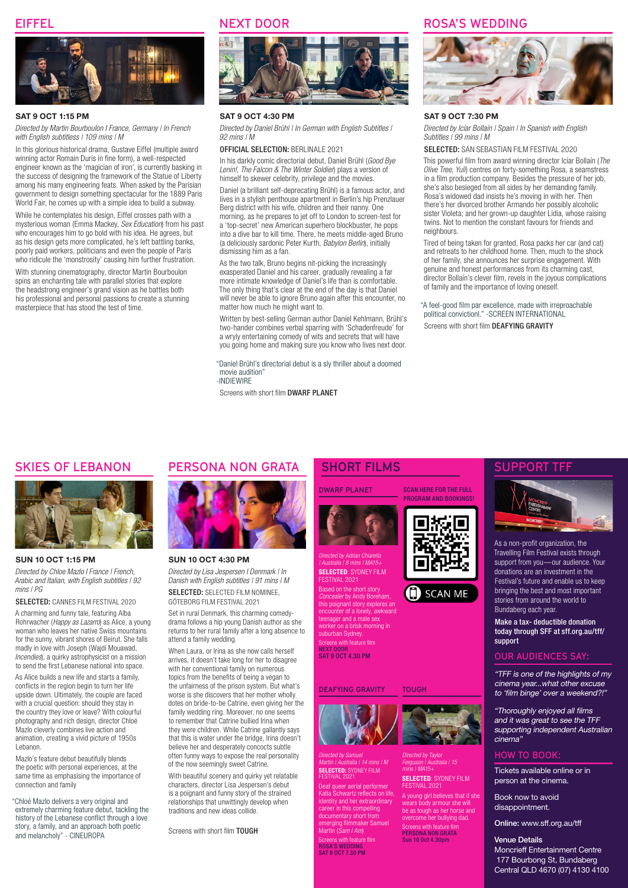## EIFFEL

**SAT 9 OCT 1:15 PM**

*Directed by Martin Bourboulon | France, Germany | In French with English subtitles | 109 mins | M*

In this glorious historical drama, Gustave Eiffel (multiple award winning actor Romain Duris in fine form), a well-respected engineer known as the 'magician of iron', is currently basking in the success of designing the framework of the Statue of Liberty among his many engineering feats. When asked by the Parisian government to design something spectacular for the 1889 Paris World Fair, he comes up with a simple idea to build a subway.

While he contemplates his design, Eiffel crosses path with a mysterious woman (Emma Mackey, *Sex Education*) from his past who encourages him to go bold with his idea. He agrees, but as his design gets more complicated, he's left battling banks, poorly paid workers, politicians and even the people of Paris who ridicule the 'monstrosity' causing him further frustration.

With stunning cinematography, director Martin Bourboulon spins an enchanting tale with parallel stories that explore the headstrong engineer's grand vision as he battles both his professional and personal passions to create a stunning masterpiece that has stood the test of time.

## NEXT DOOR

**SAT 9 OCT 4:30 PM**

*Directed by Daniel Brühl | In German with English Subtitles | 92 mins | M*

**OFFICIAL SELECTION:** BERLINALE 2021

In his darkly comic directorial debut, Daniel Brühl (*Good Bye Lenin!, The Falcon & The Winter Soldier*) plays a version of himself to skewer celebrity, privilege and the movies.

Daniel (a brilliant self-deprecating Brühl) is a famous actor, and lives in a stylish penthouse apartment in Berlin's hip Prenzlauer Berg district with his wife, children and their nanny. One morning, as he prepares to jet off to London to screen-test for a 'top-secret' new American superhero blockbuster, he pops into a dive bar to kill time. There, he meets middle-aged Bruno (a deliciously sardonic Peter Kurth, *Babylon Berlin*), initially dismissing him as a fan.

As the two talk, Bruno begins nit-picking the increasingly exasperated Daniel and his career, gradually revealing a far more intimate knowledge of Daniel's life than is comfortable. The only thing that's clear at the end of the day is that Daniel will never be able to ignore Bruno again after this encounter, no matter how much he might want to.

Written by best-selling German author Daniel Kehlmann, Brühl's two-hander combines verbal sparring with 'Schadenfreude' for a wryly entertaining comedy of wits and secrets that will have you going home and making sure you know who lives next door.

"Daniel Brühl's directorial debut is a sly thriller about a doomed movie audition"
-INDIEWIRE

Screens with short film **DWARF PLANET**

## ROSA'S WEDDING

**SAT 9 OCT 7:30 PM**

*Directed by Icíar Bollaín | Spain | In Spanish with English Subtitles | 99 mins | M*

**SELECTED:** SAN SEBASTIAN FILM FESTIVAL 2020

This powerful film from award winning director Icíar Bollaín (*The Olive Tree, Yuli*) centres on forty-something Rosa, a seamstress in a film production company. Besides the pressure of her job, she's also besieged from all sides by her demanding family. Rosa's widowed dad insists he's moving in with her. Then there's her divorced brother Armando her possibly alcoholic sister Violeta; and her grown-up daughter Lidia, whose raising twins. Not to mention the constant favours for friends and neighbours.

Tired of being taken for granted, Rosa packs her car (and cat) and retreats to her childhood home. Then, much to the shock of her family, she announces her surprise engagement. With genuine and honest performances from its charming cast, director Bollaín's clever film, revels in the joyous complications of family and the importance of loving oneself.

"A feel-good film par excellence, made with irreproachable political convictionl." -SCREEN INTERNATIONAL

Screens with short film **DEAFYING GRAVITY**

## SKIES OF LEBANON

**SUN 10 OCT 1:15 PM**

*Directed by Chloe Mazlo | France | French, Arabic and Italian, with English subtitles | 92 mins | PG*

**SELECTED:** CANNES FILM FESTIVAL 2020

A charming and funny tale, featuring Alba Rohrwacher (*Happy as Lazarro*) as Alice, a young woman who leaves her native Swiss mountains for the sunny, vibrant shores of Beirut. She falls madly in love with Joseph (Wajdi Mouawad, *Incendies*), a quirky astrophysicist on a mission to send the first Lebanese national into space.

As Alice builds a new life and starts a family, conflicts in the region begin to turn her life upside down. Ultimately, the couple are faced with a crucial question: should they stay in the country they love or leave? With colourful photography and rich design, director Chloé Mazlo cleverly combines live action and animation, creating a vivid picture of 1950s Lebanon.

Mazlo's feature debut beautifully blends the poetic with personal experiences, at the same time as emphasising the importance of connection and family

"Chloé Mazlo delivers a very original and extremely charming feature debut, tackling the history of the Lebanese conflict through a love story, a family, and an approach both poetic and melancholy" - CINEUROPA

## PERSONA NON GRATA

**SUN 10 OCT 4:30 PM**

*Directed by Lisa Jespersen | Denmark | In Danish with English subtitles | 91 mins | M*

**SELECTED:** SELECTED FILM NOMINEE, GÖTEBORG FILM FESTIVAL 2021

Set in rural Denmark, this charming comedy-drama follows a hip young Danish author as she returns to her rural family after a long absence to attend a family wedding.

When Laura, or Irina as she now calls herself arrives, it doesn't take long for her to disagree with her conventional family on numerous topics from the benefits of being a vegan to the unfairness of the prison system. But what's worse is she discovers that her mother wholly dotes on bride-to-be Catrine, even giving her the family wedding ring. Moreover, no one seems to remember that Catrine bullied Irina when they were children. While Catrine gallantly says that this is water under the bridge, Irina doesn't believe her and desperately concocts subtle often funny ways to expose the real personality of the now seemingly sweet Catrine.

With beautiful scenery and quirky yet relatable characters, director Lisa Jespersen's debut is a poignant and funny story of the strained relationships that unwittingly develop when traditions and new ideas collide.

Screens with short film **TOUGH**

## SHORT FILMS

### DWARF PLANET

*Directed by Adrian Chiarella | Australia | 8 mins | MA15+*

**SELECTED:** SYDNEY FILM FESTIVAL 2021

Based on the short story *Concealer* by Andy Boreham, this poignant story explores an encounter of a lonely, awkward teenager and a male sex worker on a brisk morning in suburban Sydney.

Screens with feature film
**NEXT DOOR**
**SAT 9 OCT 4.30 PM**

**SCAN HERE FOR THE FULL PROGRAM AND BOOKINGS!**

SCAN ME

### DEAFYING GRAVITY

*Directed by Samuel Martin | Australia | 14 mins | M*

**SELECTED:** SYDNEY FILM FESTIVAL 2021

Deaf queer aerial performer Katia Schwartz reflects on life, identity and her extraordinary career in this compelling documentary short from emerging filmmaker Samuel Martin (*Sam I Am*)

Screens with feature film
**ROSA'S WEDDING**
**SAT 9 OCT 7.30 PM**

### TOUGH

*Directed by Taylor Ferguson | Australia | 15 mins | MA15+*

**SELECTED:** SYDNEY FILM FESTIVAL 2021

A young girl believes that if she wears body armour she will be as tough as her horse and overcome her bullying dad.

Screens with feature film
**PERSONA NON GRATA**
**Sun 10 Oct 4.30pm**

## SUPPORT TFF

As a non-profit organization, the Travelling Film Festival exists through support from you—our audience. Your donations are an investment in the Festival's future and enable us to keep bringing the best and most important stories from around the world to Bundaberg each year.

**Make a tax- deductible donation today through SFF at sff.org.au/tff/support**

### OUR AUDIENCES SAY:

*"TFF is one of the highlights of my cinema year...what other excuse to 'film binge' over a weekend?!"*

*"Thoroughly enjoyed all films and it was great to see the TFF supporting independent Australian cinema"*

### HOW TO BOOK:

Tickets available online or in person at the cinema.

Book now to avoid disappointment.

**Online:** www.sff.org.au/tff

**Venue Details**
Moncrieff Entertainment Centre
177 Bourbong St, Bundaberg
Central QLD 4670 (07) 4130 4100